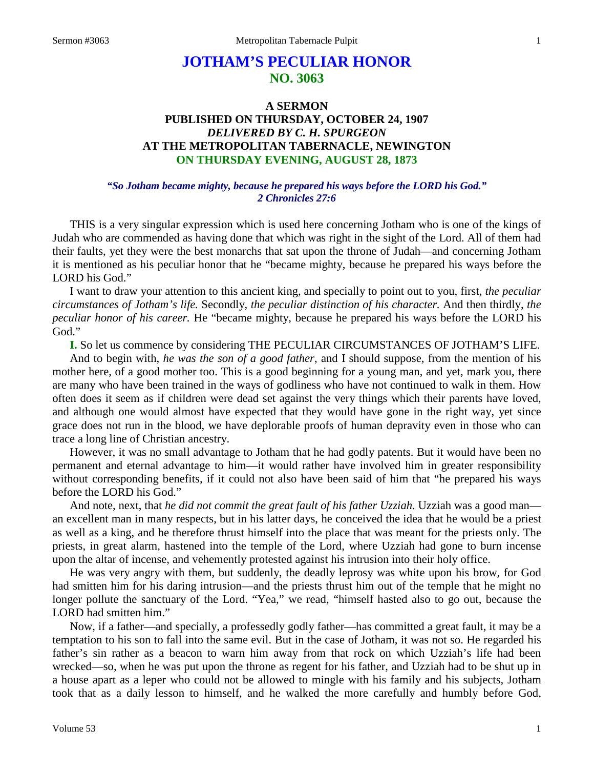# JOTHAM'S PECULIAR HONOR
## NO. 3063

### A SERMON
### PUBLISHED ON THURSDAY, OCTOBER 24, 1907
### *DELIVERED BY C. H. SPURGEON*
### AT THE METROPOLITAN TABERNACLE, NEWINGTON
### ON THURSDAY EVENING, AUGUST 28, 1873

*"So Jotham became mighty, because he prepared his ways before the LORD his God." 2 Chronicles 27:6*

THIS is a very singular expression which is used here concerning Jotham who is one of the kings of Judah who are commended as having done that which was right in the sight of the Lord. All of them had their faults, yet they were the best monarchs that sat upon the throne of Judah—and concerning Jotham it is mentioned as his peculiar honor that he "became mighty, because he prepared his ways before the LORD his God."

I want to draw your attention to this ancient king, and specially to point out to you, first, *the peculiar circumstances of Jotham's life.* Secondly, *the peculiar distinction of his character.* And then thirdly, *the peculiar honor of his career.* He "became mighty, because he prepared his ways before the LORD his God."

**I.** So let us commence by considering THE PECULIAR CIRCUMSTANCES OF JOTHAM'S LIFE.

And to begin with, *he was the son of a good father*, and I should suppose, from the mention of his mother here, of a good mother too. This is a good beginning for a young man, and yet, mark you, there are many who have been trained in the ways of godliness who have not continued to walk in them. How often does it seem as if children were dead set against the very things which their parents have loved, and although one would almost have expected that they would have gone in the right way, yet since grace does not run in the blood, we have deplorable proofs of human depravity even in those who can trace a long line of Christian ancestry.

However, it was no small advantage to Jotham that he had godly patents. But it would have been no permanent and eternal advantage to him—it would rather have involved him in greater responsibility without corresponding benefits, if it could not also have been said of him that "he prepared his ways before the LORD his God."

And note, next, that *he did not commit the great fault of his father Uzziah.* Uzziah was a good man—an excellent man in many respects, but in his latter days, he conceived the idea that he would be a priest as well as a king, and he therefore thrust himself into the place that was meant for the priests only. The priests, in great alarm, hastened into the temple of the Lord, where Uzziah had gone to burn incense upon the altar of incense, and vehemently protested against his intrusion into their holy office.

He was very angry with them, but suddenly, the deadly leprosy was white upon his brow, for God had smitten him for his daring intrusion—and the priests thrust him out of the temple that he might no longer pollute the sanctuary of the Lord. "Yea," we read, "himself hasted also to go out, because the LORD had smitten him."

Now, if a father—and specially, a professedly godly father—has committed a great fault, it may be a temptation to his son to fall into the same evil. But in the case of Jotham, it was not so. He regarded his father's sin rather as a beacon to warn him away from that rock on which Uzziah's life had been wrecked—so, when he was put upon the throne as regent for his father, and Uzziah had to be shut up in a house apart as a leper who could not be allowed to mingle with his family and his subjects, Jotham took that as a daily lesson to himself, and he walked the more carefully and humbly before God,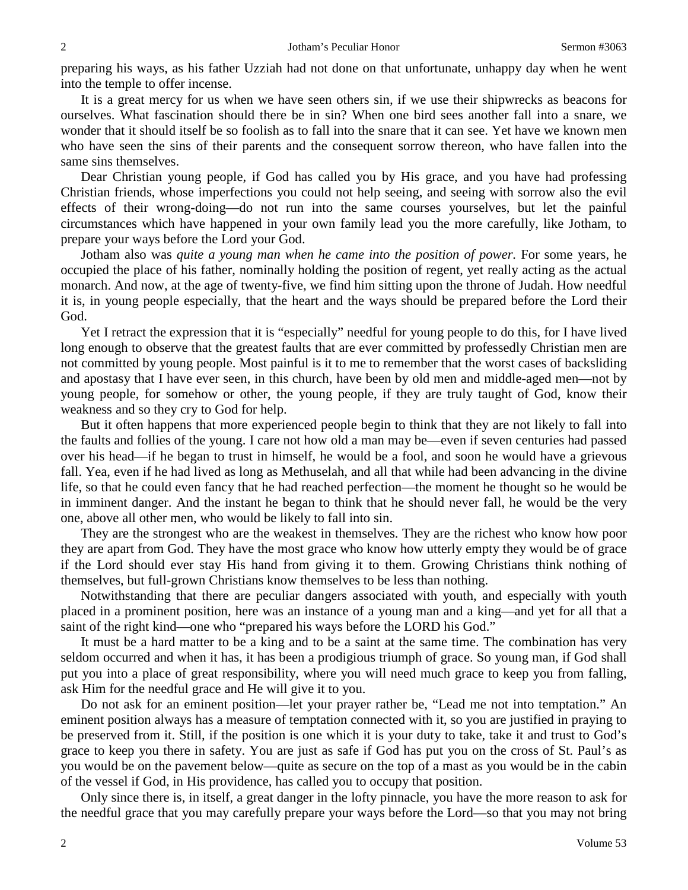preparing his ways, as his father Uzziah had not done on that unfortunate, unhappy day when he went into the temple to offer incense.

It is a great mercy for us when we have seen others sin, if we use their shipwrecks as beacons for ourselves. What fascination should there be in sin? When one bird sees another fall into a snare, we wonder that it should itself be so foolish as to fall into the snare that it can see. Yet have we known men who have seen the sins of their parents and the consequent sorrow thereon, who have fallen into the same sins themselves.

Dear Christian young people, if God has called you by His grace, and you have had professing Christian friends, whose imperfections you could not help seeing, and seeing with sorrow also the evil effects of their wrong-doing—do not run into the same courses yourselves, but let the painful circumstances which have happened in your own family lead you the more carefully, like Jotham, to prepare your ways before the Lord your God.

Jotham also was *quite a young man when he came into the position of power*. For some years, he occupied the place of his father, nominally holding the position of regent, yet really acting as the actual monarch. And now, at the age of twenty-five, we find him sitting upon the throne of Judah. How needful it is, in young people especially, that the heart and the ways should be prepared before the Lord their God.

Yet I retract the expression that it is "especially" needful for young people to do this, for I have lived long enough to observe that the greatest faults that are ever committed by professedly Christian men are not committed by young people. Most painful is it to me to remember that the worst cases of backsliding and apostasy that I have ever seen, in this church, have been by old men and middle-aged men—not by young people, for somehow or other, the young people, if they are truly taught of God, know their weakness and so they cry to God for help.

But it often happens that more experienced people begin to think that they are not likely to fall into the faults and follies of the young. I care not how old a man may be—even if seven centuries had passed over his head—if he began to trust in himself, he would be a fool, and soon he would have a grievous fall. Yea, even if he had lived as long as Methuselah, and all that while had been advancing in the divine life, so that he could even fancy that he had reached perfection—the moment he thought so he would be in imminent danger. And the instant he began to think that he should never fall, he would be the very one, above all other men, who would be likely to fall into sin.

They are the strongest who are the weakest in themselves. They are the richest who know how poor they are apart from God. They have the most grace who know how utterly empty they would be of grace if the Lord should ever stay His hand from giving it to them. Growing Christians think nothing of themselves, but full-grown Christians know themselves to be less than nothing.

Notwithstanding that there are peculiar dangers associated with youth, and especially with youth placed in a prominent position, here was an instance of a young man and a king—and yet for all that a saint of the right kind—one who "prepared his ways before the LORD his God."

It must be a hard matter to be a king and to be a saint at the same time. The combination has very seldom occurred and when it has, it has been a prodigious triumph of grace. So young man, if God shall put you into a place of great responsibility, where you will need much grace to keep you from falling, ask Him for the needful grace and He will give it to you.

Do not ask for an eminent position—let your prayer rather be, "Lead me not into temptation." An eminent position always has a measure of temptation connected with it, so you are justified in praying to be preserved from it. Still, if the position is one which it is your duty to take, take it and trust to God's grace to keep you there in safety. You are just as safe if God has put you on the cross of St. Paul's as you would be on the pavement below—quite as secure on the top of a mast as you would be in the cabin of the vessel if God, in His providence, has called you to occupy that position.

Only since there is, in itself, a great danger in the lofty pinnacle, you have the more reason to ask for the needful grace that you may carefully prepare your ways before the Lord—so that you may not bring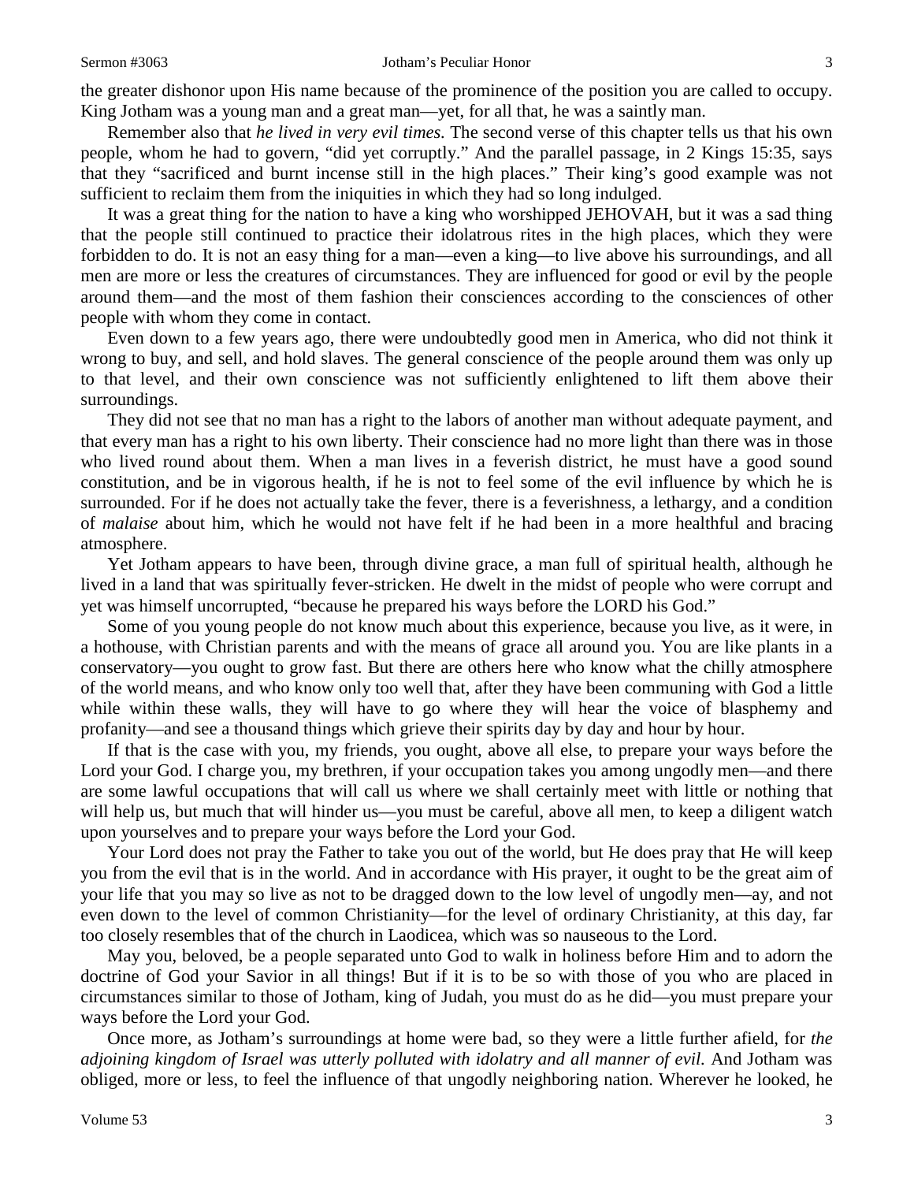the greater dishonor upon His name because of the prominence of the position you are called to occupy. King Jotham was a young man and a great man—yet, for all that, he was a saintly man.

Remember also that *he lived in very evil times.* The second verse of this chapter tells us that his own people, whom he had to govern, "did yet corruptly." And the parallel passage, in 2 Kings 15:35, says that they "sacrificed and burnt incense still in the high places." Their king's good example was not sufficient to reclaim them from the iniquities in which they had so long indulged.

It was a great thing for the nation to have a king who worshipped JEHOVAH, but it was a sad thing that the people still continued to practice their idolatrous rites in the high places, which they were forbidden to do. It is not an easy thing for a man—even a king—to live above his surroundings, and all men are more or less the creatures of circumstances. They are influenced for good or evil by the people around them—and the most of them fashion their consciences according to the consciences of other people with whom they come in contact.

Even down to a few years ago, there were undoubtedly good men in America, who did not think it wrong to buy, and sell, and hold slaves. The general conscience of the people around them was only up to that level, and their own conscience was not sufficiently enlightened to lift them above their surroundings.

They did not see that no man has a right to the labors of another man without adequate payment, and that every man has a right to his own liberty. Their conscience had no more light than there was in those who lived round about them. When a man lives in a feverish district, he must have a good sound constitution, and be in vigorous health, if he is not to feel some of the evil influence by which he is surrounded. For if he does not actually take the fever, there is a feverishness, a lethargy, and a condition of *malaise* about him, which he would not have felt if he had been in a more healthful and bracing atmosphere.

Yet Jotham appears to have been, through divine grace, a man full of spiritual health, although he lived in a land that was spiritually fever-stricken. He dwelt in the midst of people who were corrupt and yet was himself uncorrupted, "because he prepared his ways before the LORD his God."

Some of you young people do not know much about this experience, because you live, as it were, in a hothouse, with Christian parents and with the means of grace all around you. You are like plants in a conservatory—you ought to grow fast. But there are others here who know what the chilly atmosphere of the world means, and who know only too well that, after they have been communing with God a little while within these walls, they will have to go where they will hear the voice of blasphemy and profanity—and see a thousand things which grieve their spirits day by day and hour by hour.

If that is the case with you, my friends, you ought, above all else, to prepare your ways before the Lord your God. I charge you, my brethren, if your occupation takes you among ungodly men—and there are some lawful occupations that will call us where we shall certainly meet with little or nothing that will help us, but much that will hinder us—you must be careful, above all men, to keep a diligent watch upon yourselves and to prepare your ways before the Lord your God.

Your Lord does not pray the Father to take you out of the world, but He does pray that He will keep you from the evil that is in the world. And in accordance with His prayer, it ought to be the great aim of your life that you may so live as not to be dragged down to the low level of ungodly men—ay, and not even down to the level of common Christianity—for the level of ordinary Christianity, at this day, far too closely resembles that of the church in Laodicea, which was so nauseous to the Lord.

May you, beloved, be a people separated unto God to walk in holiness before Him and to adorn the doctrine of God your Savior in all things! But if it is to be so with those of you who are placed in circumstances similar to those of Jotham, king of Judah, you must do as he did—you must prepare your ways before the Lord your God.

Once more, as Jotham's surroundings at home were bad, so they were a little further afield, for *the adjoining kingdom of Israel was utterly polluted with idolatry and all manner of evil.* And Jotham was obliged, more or less, to feel the influence of that ungodly neighboring nation. Wherever he looked, he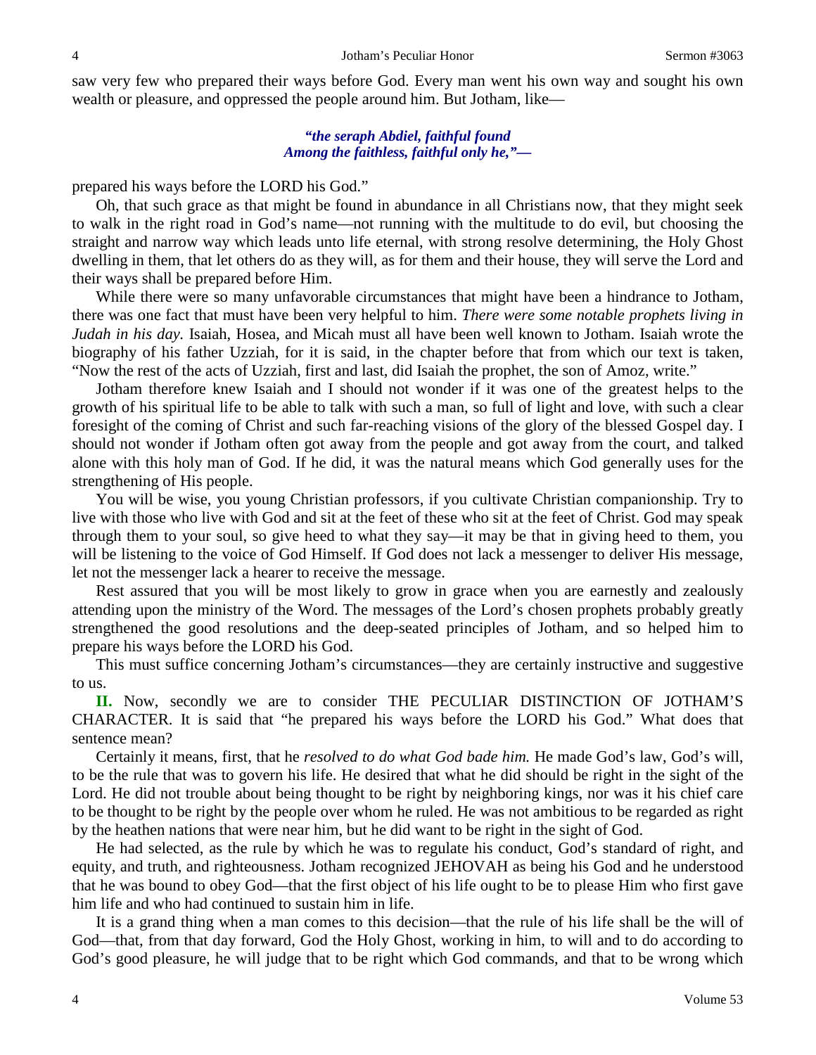saw very few who prepared their ways before God. Every man went his own way and sought his own wealth or pleasure, and oppressed the people around him. But Jotham, like—

> ***"the seraph Abdiel, faithful found***
> ***Among the faithless, faithful only he,"—***

prepared his ways before the LORD his God."

Oh, that such grace as that might be found in abundance in all Christians now, that they might seek to walk in the right road in God's name—not running with the multitude to do evil, but choosing the straight and narrow way which leads unto life eternal, with strong resolve determining, the Holy Ghost dwelling in them, that let others do as they will, as for them and their house, they will serve the Lord and their ways shall be prepared before Him.

While there were so many unfavorable circumstances that might have been a hindrance to Jotham, there was one fact that must have been very helpful to him. *There were some notable prophets living in Judah in his day.* Isaiah, Hosea, and Micah must all have been well known to Jotham. Isaiah wrote the biography of his father Uzziah, for it is said, in the chapter before that from which our text is taken, "Now the rest of the acts of Uzziah, first and last, did Isaiah the prophet, the son of Amoz, write."

Jotham therefore knew Isaiah and I should not wonder if it was one of the greatest helps to the growth of his spiritual life to be able to talk with such a man, so full of light and love, with such a clear foresight of the coming of Christ and such far-reaching visions of the glory of the blessed Gospel day. I should not wonder if Jotham often got away from the people and got away from the court, and talked alone with this holy man of God. If he did, it was the natural means which God generally uses for the strengthening of His people.

You will be wise, you young Christian professors, if you cultivate Christian companionship. Try to live with those who live with God and sit at the feet of these who sit at the feet of Christ. God may speak through them to your soul, so give heed to what they say—it may be that in giving heed to them, you will be listening to the voice of God Himself. If God does not lack a messenger to deliver His message, let not the messenger lack a hearer to receive the message.

Rest assured that you will be most likely to grow in grace when you are earnestly and zealously attending upon the ministry of the Word. The messages of the Lord's chosen prophets probably greatly strengthened the good resolutions and the deep-seated principles of Jotham, and so helped him to prepare his ways before the LORD his God.

This must suffice concerning Jotham's circumstances—they are certainly instructive and suggestive to us.

**II.** Now, secondly we are to consider THE PECULIAR DISTINCTION OF JOTHAM'S CHARACTER. It is said that "he prepared his ways before the LORD his God." What does that sentence mean?

Certainly it means, first, that he *resolved to do what God bade him.* He made God's law, God's will, to be the rule that was to govern his life. He desired that what he did should be right in the sight of the Lord. He did not trouble about being thought to be right by neighboring kings, nor was it his chief care to be thought to be right by the people over whom he ruled. He was not ambitious to be regarded as right by the heathen nations that were near him, but he did want to be right in the sight of God.

He had selected, as the rule by which he was to regulate his conduct, God's standard of right, and equity, and truth, and righteousness. Jotham recognized JEHOVAH as being his God and he understood that he was bound to obey God—that the first object of his life ought to be to please Him who first gave him life and who had continued to sustain him in life.

It is a grand thing when a man comes to this decision—that the rule of his life shall be the will of God—that, from that day forward, God the Holy Ghost, working in him, to will and to do according to God's good pleasure, he will judge that to be right which God commands, and that to be wrong which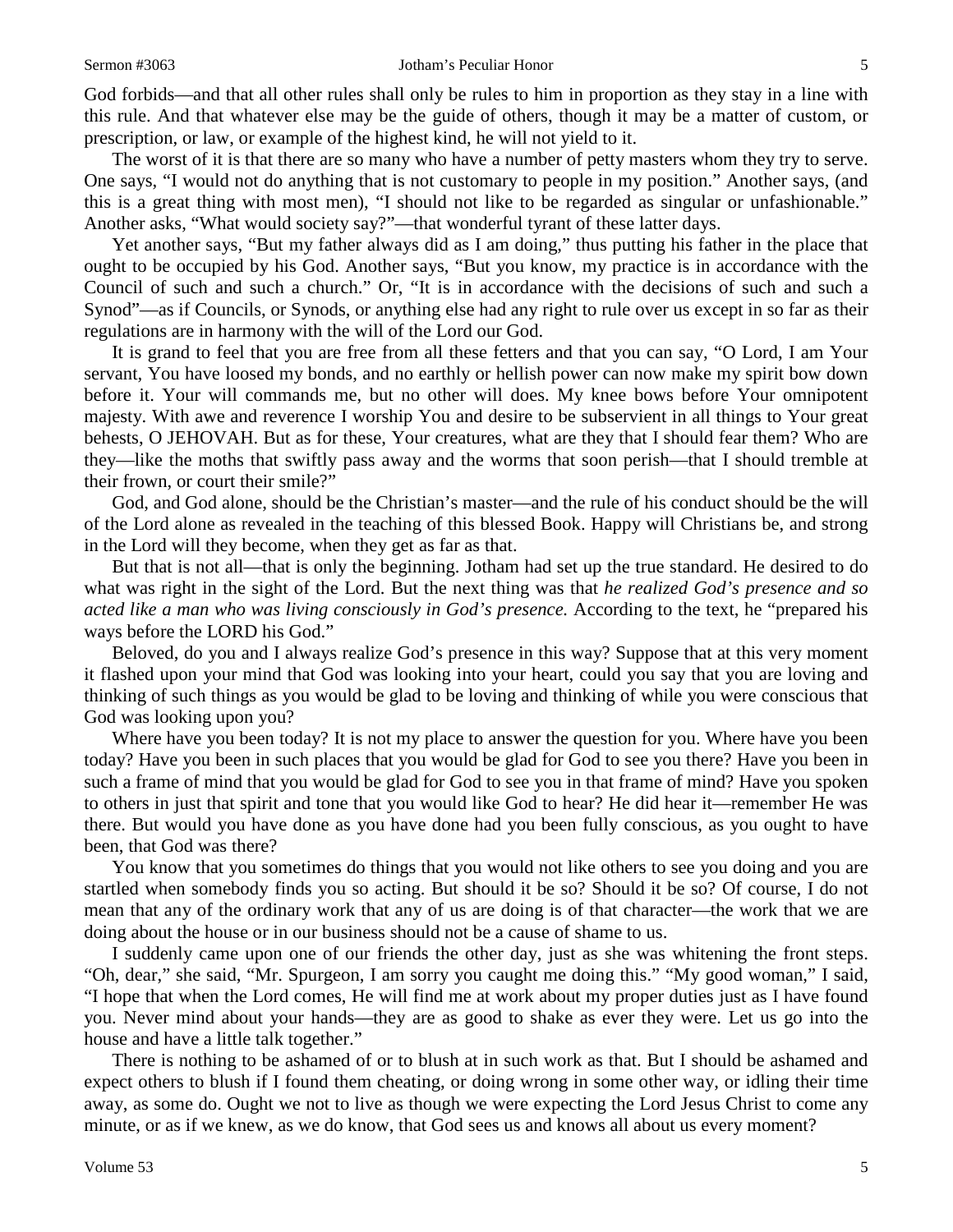God forbids—and that all other rules shall only be rules to him in proportion as they stay in a line with this rule. And that whatever else may be the guide of others, though it may be a matter of custom, or prescription, or law, or example of the highest kind, he will not yield to it.

The worst of it is that there are so many who have a number of petty masters whom they try to serve. One says, "I would not do anything that is not customary to people in my position." Another says, (and this is a great thing with most men), "I should not like to be regarded as singular or unfashionable." Another asks, "What would society say?"—that wonderful tyrant of these latter days.

Yet another says, "But my father always did as I am doing," thus putting his father in the place that ought to be occupied by his God. Another says, "But you know, my practice is in accordance with the Council of such and such a church." Or, "It is in accordance with the decisions of such and such a Synod"—as if Councils, or Synods, or anything else had any right to rule over us except in so far as their regulations are in harmony with the will of the Lord our God.

It is grand to feel that you are free from all these fetters and that you can say, "O Lord, I am Your servant, You have loosed my bonds, and no earthly or hellish power can now make my spirit bow down before it. Your will commands me, but no other will does. My knee bows before Your omnipotent majesty. With awe and reverence I worship You and desire to be subservient in all things to Your great behests, O JEHOVAH. But as for these, Your creatures, what are they that I should fear them? Who are they—like the moths that swiftly pass away and the worms that soon perish—that I should tremble at their frown, or court their smile?"

God, and God alone, should be the Christian's master—and the rule of his conduct should be the will of the Lord alone as revealed in the teaching of this blessed Book. Happy will Christians be, and strong in the Lord will they become, when they get as far as that.

But that is not all—that is only the beginning. Jotham had set up the true standard. He desired to do what was right in the sight of the Lord. But the next thing was that *he realized God's presence and so acted like a man who was living consciously in God's presence.* According to the text, he "prepared his ways before the LORD his God."

Beloved, do you and I always realize God's presence in this way? Suppose that at this very moment it flashed upon your mind that God was looking into your heart, could you say that you are loving and thinking of such things as you would be glad to be loving and thinking of while you were conscious that God was looking upon you?

Where have you been today? It is not my place to answer the question for you. Where have you been today? Have you been in such places that you would be glad for God to see you there? Have you been in such a frame of mind that you would be glad for God to see you in that frame of mind? Have you spoken to others in just that spirit and tone that you would like God to hear? He did hear it—remember He was there. But would you have done as you have done had you been fully conscious, as you ought to have been, that God was there?

You know that you sometimes do things that you would not like others to see you doing and you are startled when somebody finds you so acting. But should it be so? Should it be so? Of course, I do not mean that any of the ordinary work that any of us are doing is of that character—the work that we are doing about the house or in our business should not be a cause of shame to us.

I suddenly came upon one of our friends the other day, just as she was whitening the front steps. "Oh, dear," she said, "Mr. Spurgeon, I am sorry you caught me doing this." "My good woman," I said, "I hope that when the Lord comes, He will find me at work about my proper duties just as I have found you. Never mind about your hands—they are as good to shake as ever they were. Let us go into the house and have a little talk together."

There is nothing to be ashamed of or to blush at in such work as that. But I should be ashamed and expect others to blush if I found them cheating, or doing wrong in some other way, or idling their time away, as some do. Ought we not to live as though we were expecting the Lord Jesus Christ to come any minute, or as if we knew, as we do know, that God sees us and knows all about us every moment?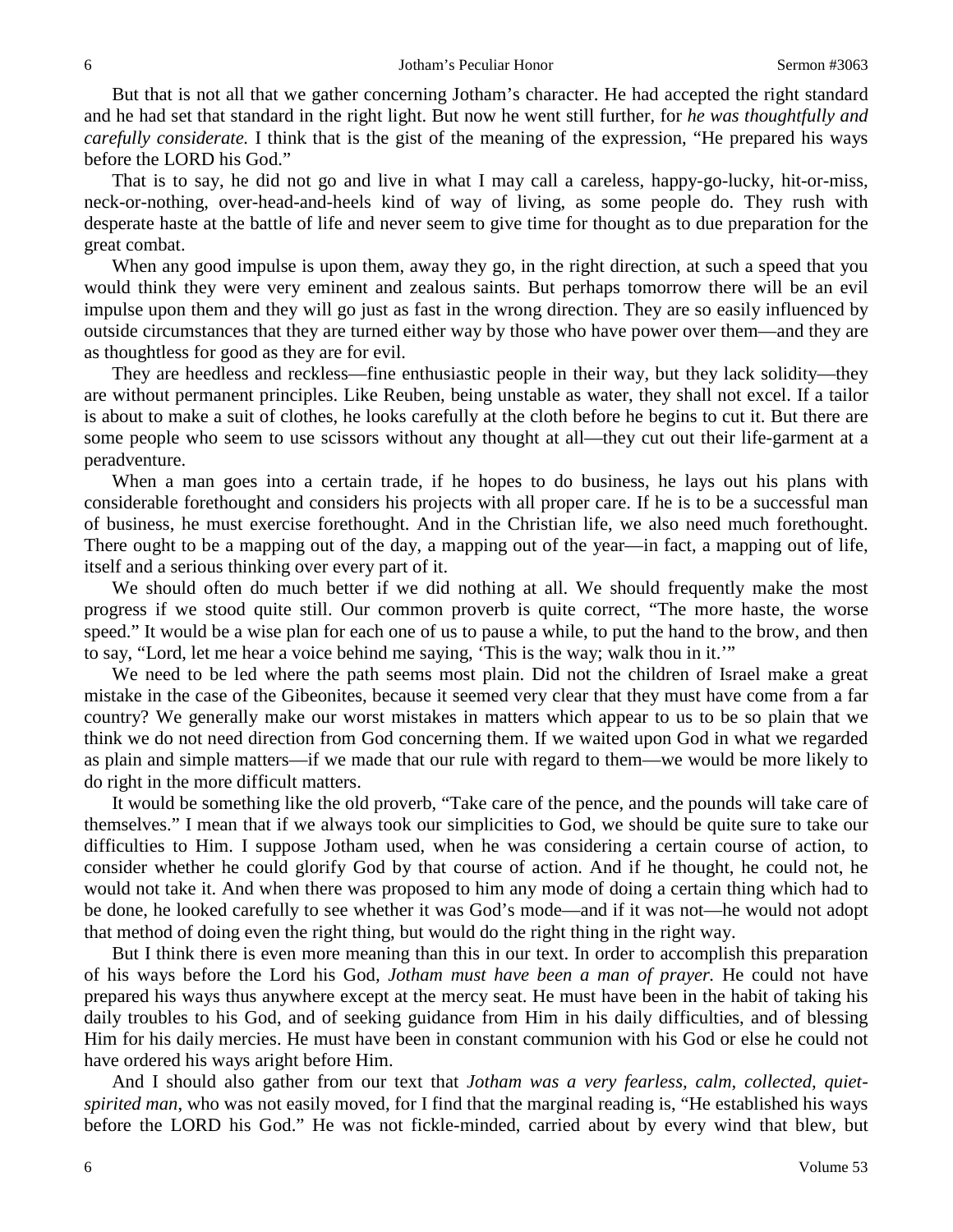But that is not all that we gather concerning Jotham's character. He had accepted the right standard and he had set that standard in the right light. But now he went still further, for *he was thoughtfully and carefully considerate.* I think that is the gist of the meaning of the expression, "He prepared his ways before the LORD his God."

That is to say, he did not go and live in what I may call a careless, happy-go-lucky, hit-or-miss, neck-or-nothing, over-head-and-heels kind of way of living, as some people do. They rush with desperate haste at the battle of life and never seem to give time for thought as to due preparation for the great combat.

When any good impulse is upon them, away they go, in the right direction, at such a speed that you would think they were very eminent and zealous saints. But perhaps tomorrow there will be an evil impulse upon them and they will go just as fast in the wrong direction. They are so easily influenced by outside circumstances that they are turned either way by those who have power over them—and they are as thoughtless for good as they are for evil.

They are heedless and reckless—fine enthusiastic people in their way, but they lack solidity—they are without permanent principles. Like Reuben, being unstable as water, they shall not excel. If a tailor is about to make a suit of clothes, he looks carefully at the cloth before he begins to cut it. But there are some people who seem to use scissors without any thought at all—they cut out their life-garment at a peradventure.

When a man goes into a certain trade, if he hopes to do business, he lays out his plans with considerable forethought and considers his projects with all proper care. If he is to be a successful man of business, he must exercise forethought. And in the Christian life, we also need much forethought. There ought to be a mapping out of the day, a mapping out of the year—in fact, a mapping out of life, itself and a serious thinking over every part of it.

We should often do much better if we did nothing at all. We should frequently make the most progress if we stood quite still. Our common proverb is quite correct, "The more haste, the worse speed." It would be a wise plan for each one of us to pause a while, to put the hand to the brow, and then to say, "Lord, let me hear a voice behind me saying, 'This is the way; walk thou in it.'"

We need to be led where the path seems most plain. Did not the children of Israel make a great mistake in the case of the Gibeonites, because it seemed very clear that they must have come from a far country? We generally make our worst mistakes in matters which appear to us to be so plain that we think we do not need direction from God concerning them. If we waited upon God in what we regarded as plain and simple matters—if we made that our rule with regard to them—we would be more likely to do right in the more difficult matters.

It would be something like the old proverb, "Take care of the pence, and the pounds will take care of themselves." I mean that if we always took our simplicities to God, we should be quite sure to take our difficulties to Him. I suppose Jotham used, when he was considering a certain course of action, to consider whether he could glorify God by that course of action. And if he thought, he could not, he would not take it. And when there was proposed to him any mode of doing a certain thing which had to be done, he looked carefully to see whether it was God's mode—and if it was not—he would not adopt that method of doing even the right thing, but would do the right thing in the right way.

But I think there is even more meaning than this in our text. In order to accomplish this preparation of his ways before the Lord his God, *Jotham must have been a man of prayer.* He could not have prepared his ways thus anywhere except at the mercy seat. He must have been in the habit of taking his daily troubles to his God, and of seeking guidance from Him in his daily difficulties, and of blessing Him for his daily mercies. He must have been in constant communion with his God or else he could not have ordered his ways aright before Him.

And I should also gather from our text that *Jotham was a very fearless, calm, collected, quiet-spirited man*, who was not easily moved, for I find that the marginal reading is, "He established his ways before the LORD his God." He was not fickle-minded, carried about by every wind that blew, but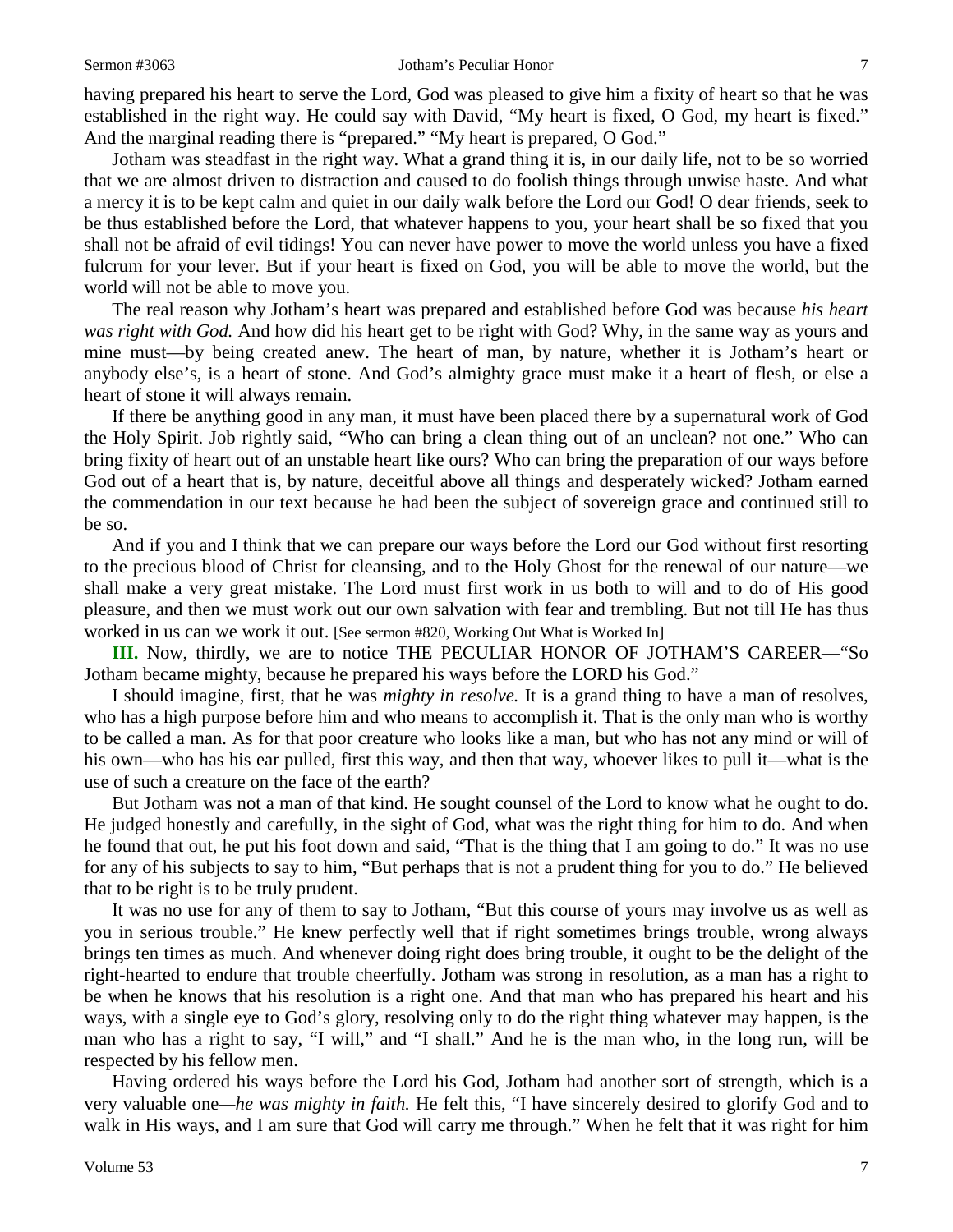having prepared his heart to serve the Lord, God was pleased to give him a fixity of heart so that he was established in the right way. He could say with David, "My heart is fixed, O God, my heart is fixed." And the marginal reading there is "prepared." "My heart is prepared, O God."

Jotham was steadfast in the right way. What a grand thing it is, in our daily life, not to be so worried that we are almost driven to distraction and caused to do foolish things through unwise haste. And what a mercy it is to be kept calm and quiet in our daily walk before the Lord our God! O dear friends, seek to be thus established before the Lord, that whatever happens to you, your heart shall be so fixed that you shall not be afraid of evil tidings! You can never have power to move the world unless you have a fixed fulcrum for your lever. But if your heart is fixed on God, you will be able to move the world, but the world will not be able to move you.

The real reason why Jotham's heart was prepared and established before God was because *his heart was right with God.* And how did his heart get to be right with God? Why, in the same way as yours and mine must—by being created anew. The heart of man, by nature, whether it is Jotham's heart or anybody else's, is a heart of stone. And God's almighty grace must make it a heart of flesh, or else a heart of stone it will always remain.

If there be anything good in any man, it must have been placed there by a supernatural work of God the Holy Spirit. Job rightly said, "Who can bring a clean thing out of an unclean? not one." Who can bring fixity of heart out of an unstable heart like ours? Who can bring the preparation of our ways before God out of a heart that is, by nature, deceitful above all things and desperately wicked? Jotham earned the commendation in our text because he had been the subject of sovereign grace and continued still to be so.

And if you and I think that we can prepare our ways before the Lord our God without first resorting to the precious blood of Christ for cleansing, and to the Holy Ghost for the renewal of our nature—we shall make a very great mistake. The Lord must first work in us both to will and to do of His good pleasure, and then we must work out our own salvation with fear and trembling. But not till He has thus worked in us can we work it out. [See sermon #820, Working Out What is Worked In]

**III.** Now, thirdly, we are to notice THE PECULIAR HONOR OF JOTHAM'S CAREER—"So Jotham became mighty, because he prepared his ways before the LORD his God."

I should imagine, first, that he was *mighty in resolve.* It is a grand thing to have a man of resolves, who has a high purpose before him and who means to accomplish it. That is the only man who is worthy to be called a man. As for that poor creature who looks like a man, but who has not any mind or will of his own—who has his ear pulled, first this way, and then that way, whoever likes to pull it—what is the use of such a creature on the face of the earth?

But Jotham was not a man of that kind. He sought counsel of the Lord to know what he ought to do. He judged honestly and carefully, in the sight of God, what was the right thing for him to do. And when he found that out, he put his foot down and said, "That is the thing that I am going to do." It was no use for any of his subjects to say to him, "But perhaps that is not a prudent thing for you to do." He believed that to be right is to be truly prudent.

It was no use for any of them to say to Jotham, "But this course of yours may involve us as well as you in serious trouble." He knew perfectly well that if right sometimes brings trouble, wrong always brings ten times as much. And whenever doing right does bring trouble, it ought to be the delight of the right-hearted to endure that trouble cheerfully. Jotham was strong in resolution, as a man has a right to be when he knows that his resolution is a right one. And that man who has prepared his heart and his ways, with a single eye to God's glory, resolving only to do the right thing whatever may happen, is the man who has a right to say, "I will," and "I shall." And he is the man who, in the long run, will be respected by his fellow men.

Having ordered his ways before the Lord his God, Jotham had another sort of strength, which is a very valuable one—*he was mighty in faith.* He felt this, "I have sincerely desired to glorify God and to walk in His ways, and I am sure that God will carry me through." When he felt that it was right for him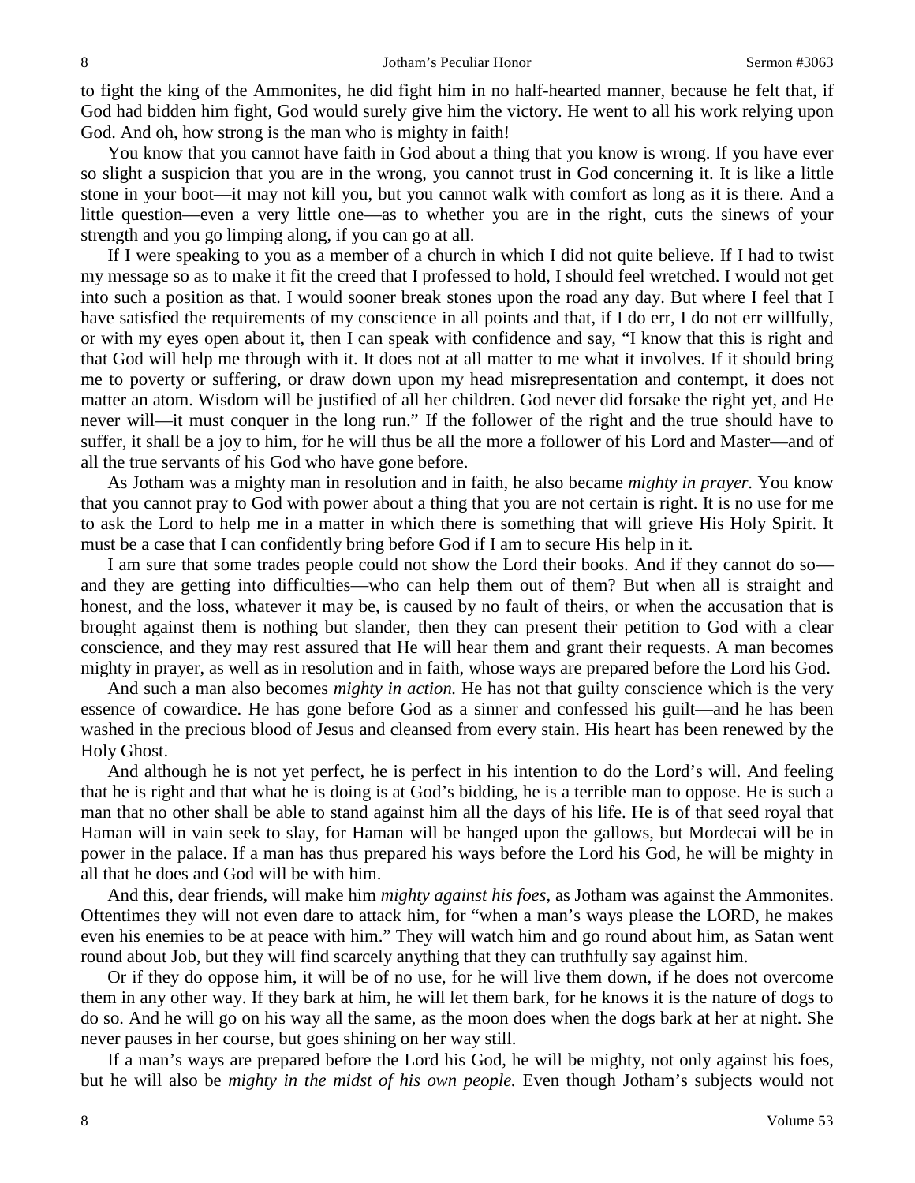to fight the king of the Ammonites, he did fight him in no half-hearted manner, because he felt that, if God had bidden him fight, God would surely give him the victory. He went to all his work relying upon God. And oh, how strong is the man who is mighty in faith!

You know that you cannot have faith in God about a thing that you know is wrong. If you have ever so slight a suspicion that you are in the wrong, you cannot trust in God concerning it. It is like a little stone in your boot—it may not kill you, but you cannot walk with comfort as long as it is there. And a little question—even a very little one—as to whether you are in the right, cuts the sinews of your strength and you go limping along, if you can go at all.

If I were speaking to you as a member of a church in which I did not quite believe. If I had to twist my message so as to make it fit the creed that I professed to hold, I should feel wretched. I would not get into such a position as that. I would sooner break stones upon the road any day. But where I feel that I have satisfied the requirements of my conscience in all points and that, if I do err, I do not err willfully, or with my eyes open about it, then I can speak with confidence and say, "I know that this is right and that God will help me through with it. It does not at all matter to me what it involves. If it should bring me to poverty or suffering, or draw down upon my head misrepresentation and contempt, it does not matter an atom. Wisdom will be justified of all her children. God never did forsake the right yet, and He never will—it must conquer in the long run." If the follower of the right and the true should have to suffer, it shall be a joy to him, for he will thus be all the more a follower of his Lord and Master—and of all the true servants of his God who have gone before.

As Jotham was a mighty man in resolution and in faith, he also became *mighty in prayer.* You know that you cannot pray to God with power about a thing that you are not certain is right. It is no use for me to ask the Lord to help me in a matter in which there is something that will grieve His Holy Spirit. It must be a case that I can confidently bring before God if I am to secure His help in it.

I am sure that some trades people could not show the Lord their books. And if they cannot do so—and they are getting into difficulties—who can help them out of them? But when all is straight and honest, and the loss, whatever it may be, is caused by no fault of theirs, or when the accusation that is brought against them is nothing but slander, then they can present their petition to God with a clear conscience, and they may rest assured that He will hear them and grant their requests. A man becomes mighty in prayer, as well as in resolution and in faith, whose ways are prepared before the Lord his God.

And such a man also becomes *mighty in action.* He has not that guilty conscience which is the very essence of cowardice. He has gone before God as a sinner and confessed his guilt—and he has been washed in the precious blood of Jesus and cleansed from every stain. His heart has been renewed by the Holy Ghost.

And although he is not yet perfect, he is perfect in his intention to do the Lord's will. And feeling that he is right and that what he is doing is at God's bidding, he is a terrible man to oppose. He is such a man that no other shall be able to stand against him all the days of his life. He is of that seed royal that Haman will in vain seek to slay, for Haman will be hanged upon the gallows, but Mordecai will be in power in the palace. If a man has thus prepared his ways before the Lord his God, he will be mighty in all that he does and God will be with him.

And this, dear friends, will make him *mighty against his foes*, as Jotham was against the Ammonites. Oftentimes they will not even dare to attack him, for "when a man's ways please the LORD, he makes even his enemies to be at peace with him." They will watch him and go round about him, as Satan went round about Job, but they will find scarcely anything that they can truthfully say against him.

Or if they do oppose him, it will be of no use, for he will live them down, if he does not overcome them in any other way. If they bark at him, he will let them bark, for he knows it is the nature of dogs to do so. And he will go on his way all the same, as the moon does when the dogs bark at her at night. She never pauses in her course, but goes shining on her way still.

If a man's ways are prepared before the Lord his God, he will be mighty, not only against his foes, but he will also be *mighty in the midst of his own people.* Even though Jotham's subjects would not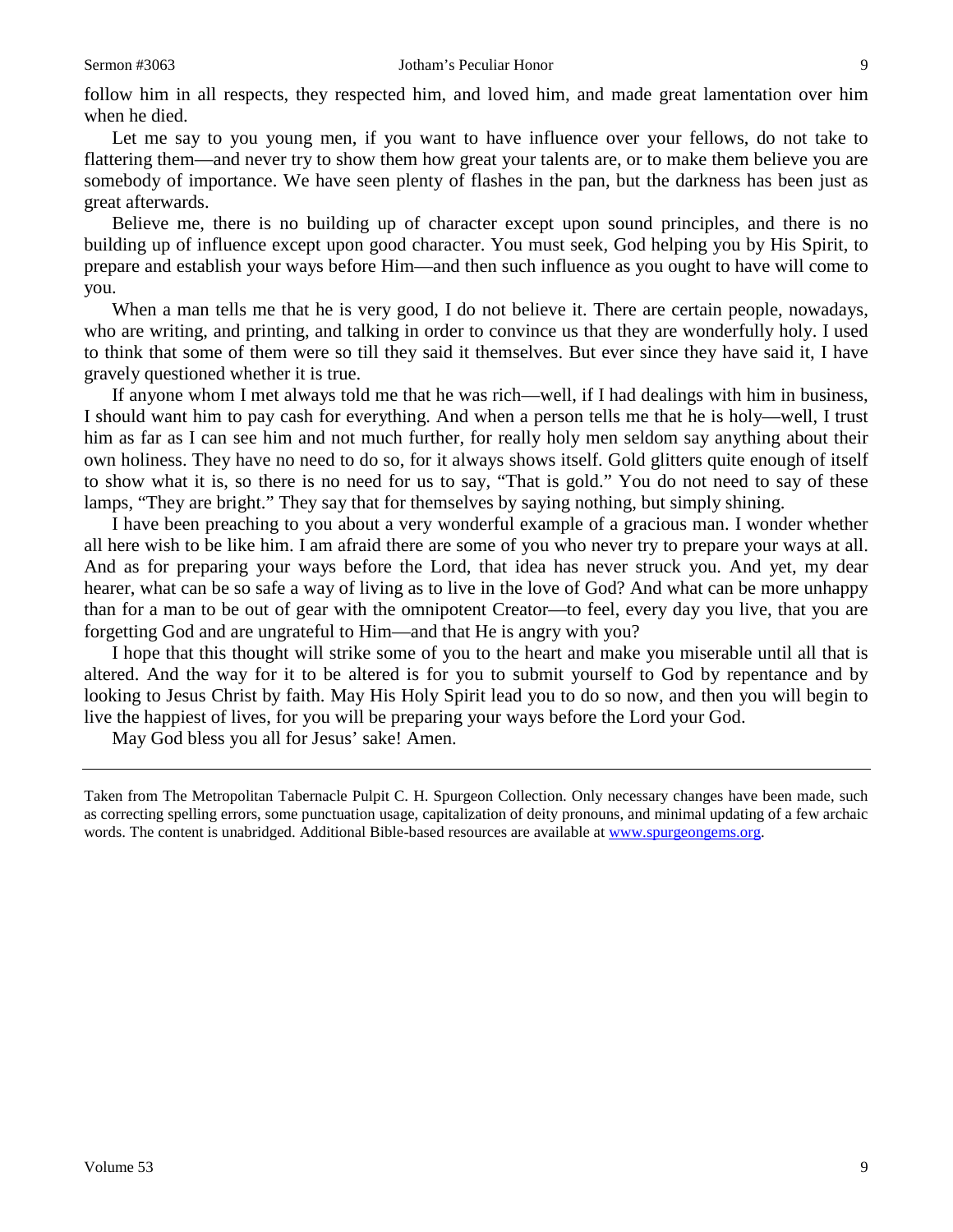follow him in all respects, they respected him, and loved him, and made great lamentation over him when he died.

Let me say to you young men, if you want to have influence over your fellows, do not take to flattering them—and never try to show them how great your talents are, or to make them believe you are somebody of importance. We have seen plenty of flashes in the pan, but the darkness has been just as great afterwards.

Believe me, there is no building up of character except upon sound principles, and there is no building up of influence except upon good character. You must seek, God helping you by His Spirit, to prepare and establish your ways before Him—and then such influence as you ought to have will come to you.

When a man tells me that he is very good, I do not believe it. There are certain people, nowadays, who are writing, and printing, and talking in order to convince us that they are wonderfully holy. I used to think that some of them were so till they said it themselves. But ever since they have said it, I have gravely questioned whether it is true.

If anyone whom I met always told me that he was rich—well, if I had dealings with him in business, I should want him to pay cash for everything. And when a person tells me that he is holy—well, I trust him as far as I can see him and not much further, for really holy men seldom say anything about their own holiness. They have no need to do so, for it always shows itself. Gold glitters quite enough of itself to show what it is, so there is no need for us to say, "That is gold." You do not need to say of these lamps, "They are bright." They say that for themselves by saying nothing, but simply shining.

I have been preaching to you about a very wonderful example of a gracious man. I wonder whether all here wish to be like him. I am afraid there are some of you who never try to prepare your ways at all. And as for preparing your ways before the Lord, that idea has never struck you. And yet, my dear hearer, what can be so safe a way of living as to live in the love of God? And what can be more unhappy than for a man to be out of gear with the omnipotent Creator—to feel, every day you live, that you are forgetting God and are ungrateful to Him—and that He is angry with you?

I hope that this thought will strike some of you to the heart and make you miserable until all that is altered. And the way for it to be altered is for you to submit yourself to God by repentance and by looking to Jesus Christ by faith. May His Holy Spirit lead you to do so now, and then you will begin to live the happiest of lives, for you will be preparing your ways before the Lord your God.

May God bless you all for Jesus' sake! Amen.

---

Taken from The Metropolitan Tabernacle Pulpit C. H. Spurgeon Collection. Only necessary changes have been made, such as correcting spelling errors, some punctuation usage, capitalization of deity pronouns, and minimal updating of a few archaic words. The content is unabridged. Additional Bible-based resources are available at www.spurgeongems.org.